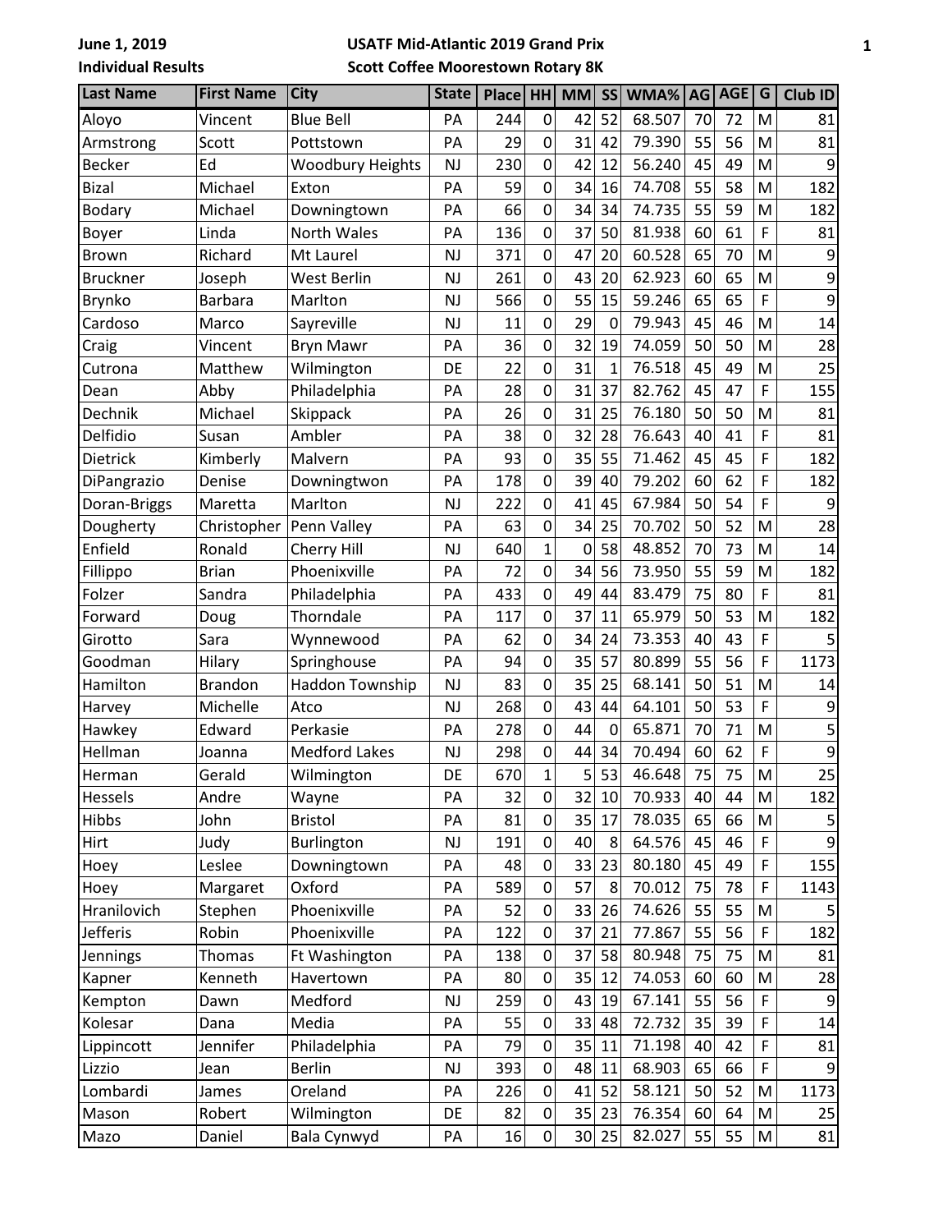June 1, 2019
Individual Results

**USATF Mid-Atlantic 2019 Grand Prix**
**Scott Coffee Moorestown Rotary 8K**

| Last Name | First Name | City | State | Place | HH | MM | SS | WMA% | AG | AGE | G | Club ID |
|---|---|---|---|---|---|---|---|---|---|---|---|---|
| Aloyo | Vincent | Blue Bell | PA | 244 | 0 | 42 | 52 | 68.507 | 70 | 72 | M | 81 |
| Armstrong | Scott | Pottstown | PA | 29 | 0 | 31 | 42 | 79.390 | 55 | 56 | M | 81 |
| Becker | Ed | Woodbury Heights | NJ | 230 | 0 | 42 | 12 | 56.240 | 45 | 49 | M | 9 |
| Bizal | Michael | Exton | PA | 59 | 0 | 34 | 16 | 74.708 | 55 | 58 | M | 182 |
| Bodary | Michael | Downingtown | PA | 66 | 0 | 34 | 34 | 74.735 | 55 | 59 | M | 182 |
| Boyer | Linda | North Wales | PA | 136 | 0 | 37 | 50 | 81.938 | 60 | 61 | F | 81 |
| Brown | Richard | Mt Laurel | NJ | 371 | 0 | 47 | 20 | 60.528 | 65 | 70 | M | 9 |
| Bruckner | Joseph | West Berlin | NJ | 261 | 0 | 43 | 20 | 62.923 | 60 | 65 | M | 9 |
| Brynko | Barbara | Marlton | NJ | 566 | 0 | 55 | 15 | 59.246 | 65 | 65 | F | 9 |
| Cardoso | Marco | Sayreville | NJ | 11 | 0 | 29 | 0 | 79.943 | 45 | 46 | M | 14 |
| Craig | Vincent | Bryn Mawr | PA | 36 | 0 | 32 | 19 | 74.059 | 50 | 50 | M | 28 |
| Cutrona | Matthew | Wilmington | DE | 22 | 0 | 31 | 1 | 76.518 | 45 | 49 | M | 25 |
| Dean | Abby | Philadelphia | PA | 28 | 0 | 31 | 37 | 82.762 | 45 | 47 | F | 155 |
| Dechnik | Michael | Skippack | PA | 26 | 0 | 31 | 25 | 76.180 | 50 | 50 | M | 81 |
| Delfidio | Susan | Ambler | PA | 38 | 0 | 32 | 28 | 76.643 | 40 | 41 | F | 81 |
| Dietrick | Kimberly | Malvern | PA | 93 | 0 | 35 | 55 | 71.462 | 45 | 45 | F | 182 |
| DiPangrazio | Denise | Downingtwon | PA | 178 | 0 | 39 | 40 | 79.202 | 60 | 62 | F | 182 |
| Doran-Briggs | Maretta | Marlton | NJ | 222 | 0 | 41 | 45 | 67.984 | 50 | 54 | F | 9 |
| Dougherty | Christopher | Penn Valley | PA | 63 | 0 | 34 | 25 | 70.702 | 50 | 52 | M | 28 |
| Enfield | Ronald | Cherry Hill | NJ | 640 | 1 | 0 | 58 | 48.852 | 70 | 73 | M | 14 |
| Fillippo | Brian | Phoenixville | PA | 72 | 0 | 34 | 56 | 73.950 | 55 | 59 | M | 182 |
| Folzer | Sandra | Philadelphia | PA | 433 | 0 | 49 | 44 | 83.479 | 75 | 80 | F | 81 |
| Forward | Doug | Thorndale | PA | 117 | 0 | 37 | 11 | 65.979 | 50 | 53 | M | 182 |
| Girotto | Sara | Wynnewood | PA | 62 | 0 | 34 | 24 | 73.353 | 40 | 43 | F | 5 |
| Goodman | Hilary | Springhouse | PA | 94 | 0 | 35 | 57 | 80.899 | 55 | 56 | F | 1173 |
| Hamilton | Brandon | Haddon Township | NJ | 83 | 0 | 35 | 25 | 68.141 | 50 | 51 | M | 14 |
| Harvey | Michelle | Atco | NJ | 268 | 0 | 43 | 44 | 64.101 | 50 | 53 | F | 9 |
| Hawkey | Edward | Perkasie | PA | 278 | 0 | 44 | 0 | 65.871 | 70 | 71 | M | 5 |
| Hellman | Joanna | Medford Lakes | NJ | 298 | 0 | 44 | 34 | 70.494 | 60 | 62 | F | 9 |
| Herman | Gerald | Wilmington | DE | 670 | 1 | 5 | 53 | 46.648 | 75 | 75 | M | 25 |
| Hessels | Andre | Wayne | PA | 32 | 0 | 32 | 10 | 70.933 | 40 | 44 | M | 182 |
| Hibbs | John | Bristol | PA | 81 | 0 | 35 | 17 | 78.035 | 65 | 66 | M | 5 |
| Hirt | Judy | Burlington | NJ | 191 | 0 | 40 | 8 | 64.576 | 45 | 46 | F | 9 |
| Hoey | Leslee | Downingtown | PA | 48 | 0 | 33 | 23 | 80.180 | 45 | 49 | F | 155 |
| Hoey | Margaret | Oxford | PA | 589 | 0 | 57 | 8 | 70.012 | 75 | 78 | F | 1143 |
| Hranilovich | Stephen | Phoenixville | PA | 52 | 0 | 33 | 26 | 74.626 | 55 | 55 | M | 5 |
| Jefferis | Robin | Phoenixville | PA | 122 | 0 | 37 | 21 | 77.867 | 55 | 56 | F | 182 |
| Jennings | Thomas | Ft Washington | PA | 138 | 0 | 37 | 58 | 80.948 | 75 | 75 | M | 81 |
| Kapner | Kenneth | Havertown | PA | 80 | 0 | 35 | 12 | 74.053 | 60 | 60 | M | 28 |
| Kempton | Dawn | Medford | NJ | 259 | 0 | 43 | 19 | 67.141 | 55 | 56 | F | 9 |
| Kolesar | Dana | Media | PA | 55 | 0 | 33 | 48 | 72.732 | 35 | 39 | F | 14 |
| Lippincott | Jennifer | Philadelphia | PA | 79 | 0 | 35 | 11 | 71.198 | 40 | 42 | F | 81 |
| Lizzio | Jean | Berlin | NJ | 393 | 0 | 48 | 11 | 68.903 | 65 | 66 | F | 9 |
| Lombardi | James | Oreland | PA | 226 | 0 | 41 | 52 | 58.121 | 50 | 52 | M | 1173 |
| Mason | Robert | Wilmington | DE | 82 | 0 | 35 | 23 | 76.354 | 60 | 64 | M | 25 |
| Mazo | Daniel | Bala Cynwyd | PA | 16 | 0 | 30 | 25 | 82.027 | 55 | 55 | M | 81 |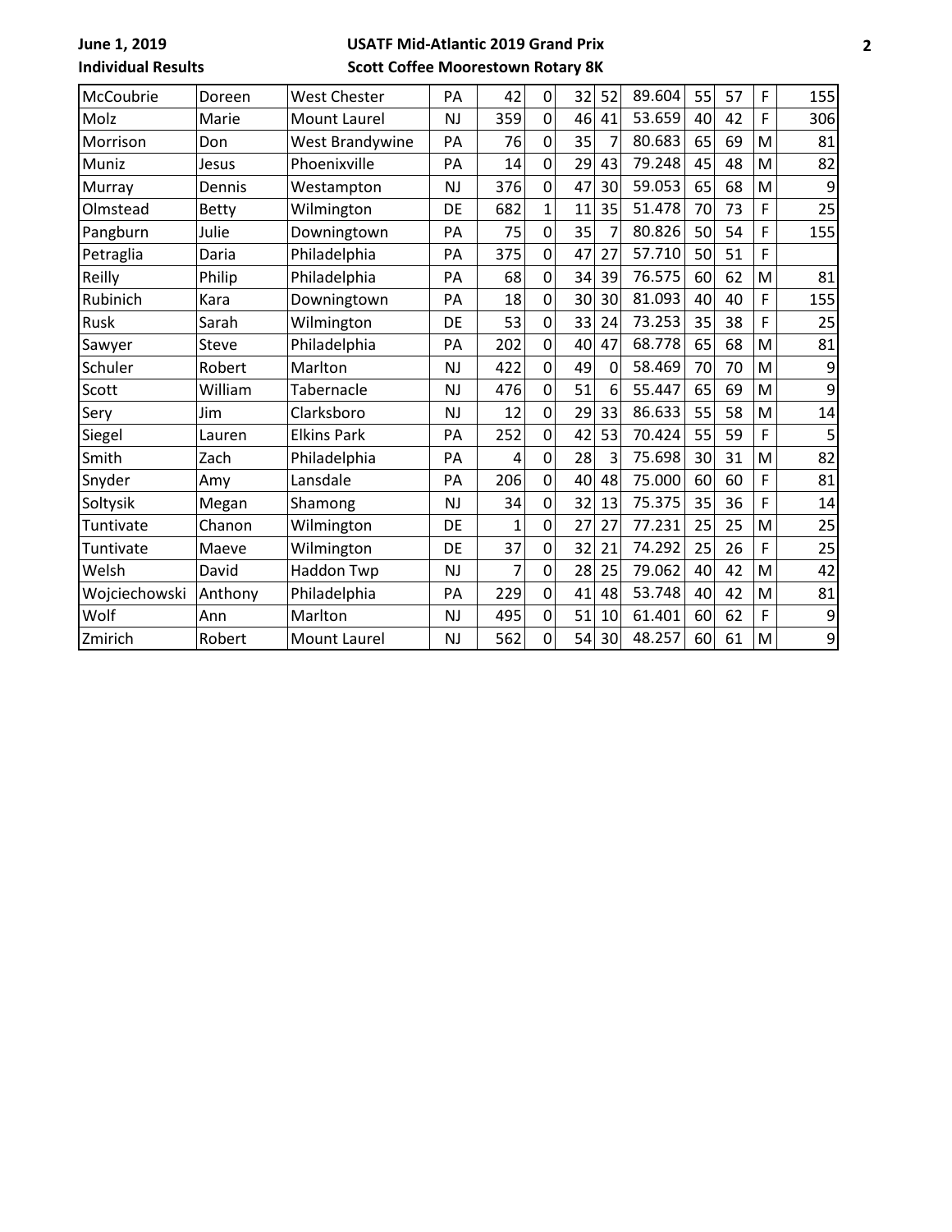June 1, 2019

Individual Results

**USATF Mid-Atlantic 2019 Grand Prix**

**Scott Coffee Moorestown Rotary 8K**

| | | | | | | | | | | | | |
|---|---|---|---|---|---|---|---|---|---|---|---|---|
| McCoubrie | Doreen | West Chester | PA | 42 | 0 | 32 | 52 | 89.604 | 55 | 57 | F | 155 |
| Molz | Marie | Mount Laurel | NJ | 359 | 0 | 46 | 41 | 53.659 | 40 | 42 | F | 306 |
| Morrison | Don | West Brandywine | PA | 76 | 0 | 35 | 7 | 80.683 | 65 | 69 | M | 81 |
| Muniz | Jesus | Phoenixville | PA | 14 | 0 | 29 | 43 | 79.248 | 45 | 48 | M | 82 |
| Murray | Dennis | Westampton | NJ | 376 | 0 | 47 | 30 | 59.053 | 65 | 68 | M | 9 |
| Olmstead | Betty | Wilmington | DE | 682 | 1 | 11 | 35 | 51.478 | 70 | 73 | F | 25 |
| Pangburn | Julie | Downingtown | PA | 75 | 0 | 35 | 7 | 80.826 | 50 | 54 | F | 155 |
| Petraglia | Daria | Philadelphia | PA | 375 | 0 | 47 | 27 | 57.710 | 50 | 51 | F | |
| Reilly | Philip | Philadelphia | PA | 68 | 0 | 34 | 39 | 76.575 | 60 | 62 | M | 81 |
| Rubinich | Kara | Downingtown | PA | 18 | 0 | 30 | 30 | 81.093 | 40 | 40 | F | 155 |
| Rusk | Sarah | Wilmington | DE | 53 | 0 | 33 | 24 | 73.253 | 35 | 38 | F | 25 |
| Sawyer | Steve | Philadelphia | PA | 202 | 0 | 40 | 47 | 68.778 | 65 | 68 | M | 81 |
| Schuler | Robert | Marlton | NJ | 422 | 0 | 49 | 0 | 58.469 | 70 | 70 | M | 9 |
| Scott | William | Tabernacle | NJ | 476 | 0 | 51 | 6 | 55.447 | 65 | 69 | M | 9 |
| Sery | Jim | Clarksboro | NJ | 12 | 0 | 29 | 33 | 86.633 | 55 | 58 | M | 14 |
| Siegel | Lauren | Elkins Park | PA | 252 | 0 | 42 | 53 | 70.424 | 55 | 59 | F | 5 |
| Smith | Zach | Philadelphia | PA | 4 | 0 | 28 | 3 | 75.698 | 30 | 31 | M | 82 |
| Snyder | Amy | Lansdale | PA | 206 | 0 | 40 | 48 | 75.000 | 60 | 60 | F | 81 |
| Soltysik | Megan | Shamong | NJ | 34 | 0 | 32 | 13 | 75.375 | 35 | 36 | F | 14 |
| Tuntivate | Chanon | Wilmington | DE | 1 | 0 | 27 | 27 | 77.231 | 25 | 25 | M | 25 |
| Tuntivate | Maeve | Wilmington | DE | 37 | 0 | 32 | 21 | 74.292 | 25 | 26 | F | 25 |
| Welsh | David | Haddon Twp | NJ | 7 | 0 | 28 | 25 | 79.062 | 40 | 42 | M | 42 |
| Wojciechowski | Anthony | Philadelphia | PA | 229 | 0 | 41 | 48 | 53.748 | 40 | 42 | M | 81 |
| Wolf | Ann | Marlton | NJ | 495 | 0 | 51 | 10 | 61.401 | 60 | 62 | F | 9 |
| Zmirich | Robert | Mount Laurel | NJ | 562 | 0 | 54 | 30 | 48.257 | 60 | 61 | M | 9 |